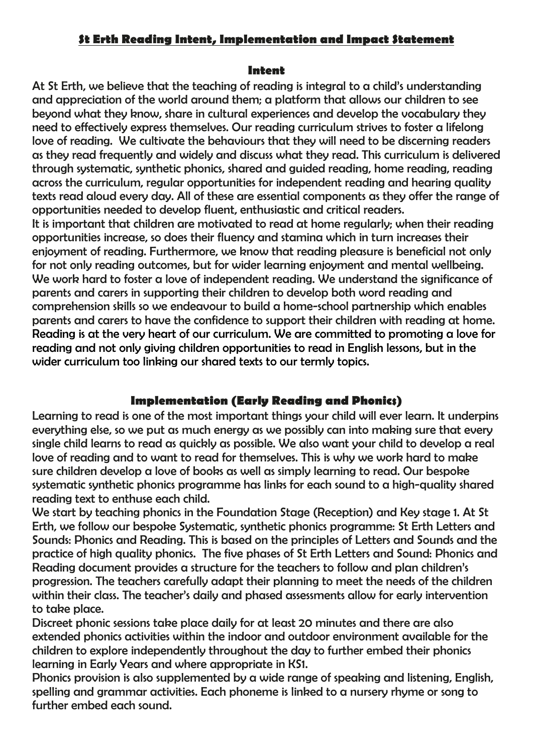# **St Erth Reading Intent, Implementation and Impact Statement**

## Intent

At St Erth, we believe that the teaching of reading is integral to a child's understanding and appreciation of the world around them; a platform that allows our children to see beyond what they know, share in cultural experiences and develop the vocabulary they need to effectively express themselves. Our reading curriculum strives to foster a lifelong love of reading. We cultivate the behaviours that they will need to be discerning readers as they read frequently and widely and discuss what they read. This curriculum is delivered through systematic, synthetic phonics, shared and guided reading, home reading, reading across the curriculum, regular opportunities for independent reading and hearing quality texts read aloud every day. All of these are essential components as they offer the range of opportunities needed to develop fluent, enthusiastic and critical readers.

It is important that children are motivated to read at home regularly; when their reading opportunities increase, so does their fluency and stamina which in turn increases their enjoyment of reading. Furthermore, we know that reading pleasure is beneficial not only for not only reading outcomes, but for wider learning enjoyment and mental wellbeing. We work hard to foster a love of independent reading. We understand the significance of parents and carers in supporting their children to develop both word reading and comprehension skills so we endeavour to build a home-school partnership which enables parents and carers to have the confidence to support their children with reading at home. Reading is at the very heart of our curriculum. We are committed to promoting a love for reading and not only giving children opportunities to read in English lessons, but in the wider curriculum too linking our shared texts to our termly topics.

## Implementation (Early Reading and Phonics)

Learning to read is one of the most important things your child will ever learn. It underpins everything else, so we put as much energy as we possibly can into making sure that every single child learns to read as quickly as possible. We also want your child to develop a real love of reading and to want to read for themselves. This is why we work hard to make sure children develop a love of books as well as simply learning to read. Our bespoke systematic synthetic phonics programme has links for each sound to a high-quality shared reading text to enthuse each child.

We start by teaching phonics in the Foundation Stage (Reception) and Key stage 1. At St Erth, we follow our bespoke Systematic, synthetic phonics programme: St Erth Letters and Sounds: Phonics and Reading. This is based on the principles of Letters and Sounds and the practice of high quality phonics. The five phases of St Erth Letters and Sound: Phonics and Reading document provides a structure for the teachers to follow and plan children's progression. The teachers carefully adapt their planning to meet the needs of the children within their class. The teacher's daily and phased assessments allow for early intervention to take place.

Discreet phonic sessions take place daily for at least 20 minutes and there are also extended phonics activities within the indoor and outdoor environment available for the children to explore independently throughout the day to further embed their phonics learning in Early Years and where appropriate in KS1.

Phonics provision is also supplemented by a wide range of speaking and listening, English, spelling and grammar activities. Each phoneme is linked to a nursery rhyme or song to further embed each sound.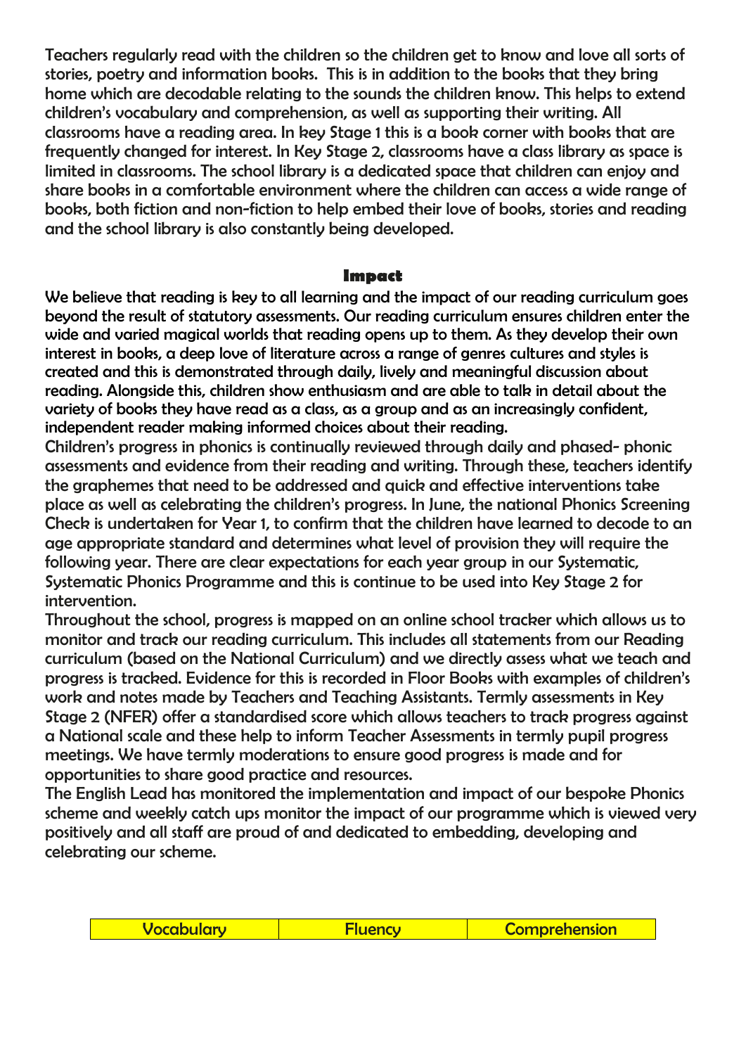Teachers regularly read with the children so the children get to know and love all sorts of stories, poetry and information books. This is in addition to the books that they bring home which are decodable relating to the sounds the children know. This helps to extend children's vocabulary and comprehension, as well as supporting their writing. All classrooms have a reading area. In key Stage 1 this is a book corner with books that are frequently changed for interest. In Key Stage 2, classrooms have a class library as space is limited in classrooms. The school library is a dedicated space that children can enjoy and share books in a comfortable environment where the children can access a wide range of books, both fiction and non-fiction to help embed their love of books, stories and reading and the school library is also constantly being developed.

## Impact

We believe that reading is key to all learning and the impact of our reading curriculum goes beyond the result of statutory assessments. Our reading curriculum ensures children enter the wide and varied magical worlds that reading opens up to them. As they develop their own interest in books, a deep love of literature across a range of genres cultures and styles is created and this is demonstrated through daily, lively and meaningful discussion about reading. Alongside this, children show enthusiasm and are able to talk in detail about the variety of books they have read as a class, as a group and as an increasingly confident, independent reader making informed choices about their reading.

Children's progress in phonics is continually reviewed through daily and phased- phonic assessments and evidence from their reading and writing. Through these, teachers identify the graphemes that need to be addressed and quick and effective interventions take place as well as celebrating the children's progress. In June, the national Phonics Screening Check is undertaken for Year 1, to confirm that the children have learned to decode to an age appropriate standard and determines what level of provision they will require the following year. There are clear expectations for each year group in our Systematic, Systematic Phonics Programme and this is continue to be used into Key Stage 2 for intervention.

Throughout the school, progress is mapped on an online school tracker which allows us to monitor and track our reading curriculum. This includes all statements from our Reading curriculum (based on the National Curriculum) and we directly assess what we teach and progress is tracked. Evidence for this is recorded in Floor Books with examples of children's work and notes made by Teachers and Teaching Assistants. Termly assessments in Key Stage 2 (NFER) offer a standardised score which allows teachers to track progress against a National scale and these help to inform Teacher Assessments in termly pupil progress meetings. We have termly moderations to ensure good progress is made and for opportunities to share good practice and resources.

The English Lead has monitored the implementation and impact of our bespoke Phonics scheme and weekly catch ups monitor the impact of our programme which is viewed very positively and all staff are proud of and dedicated to embedding, developing and celebrating our scheme.

| Vocabulary | Fluency | Comprehension |
| --- | --- | --- |